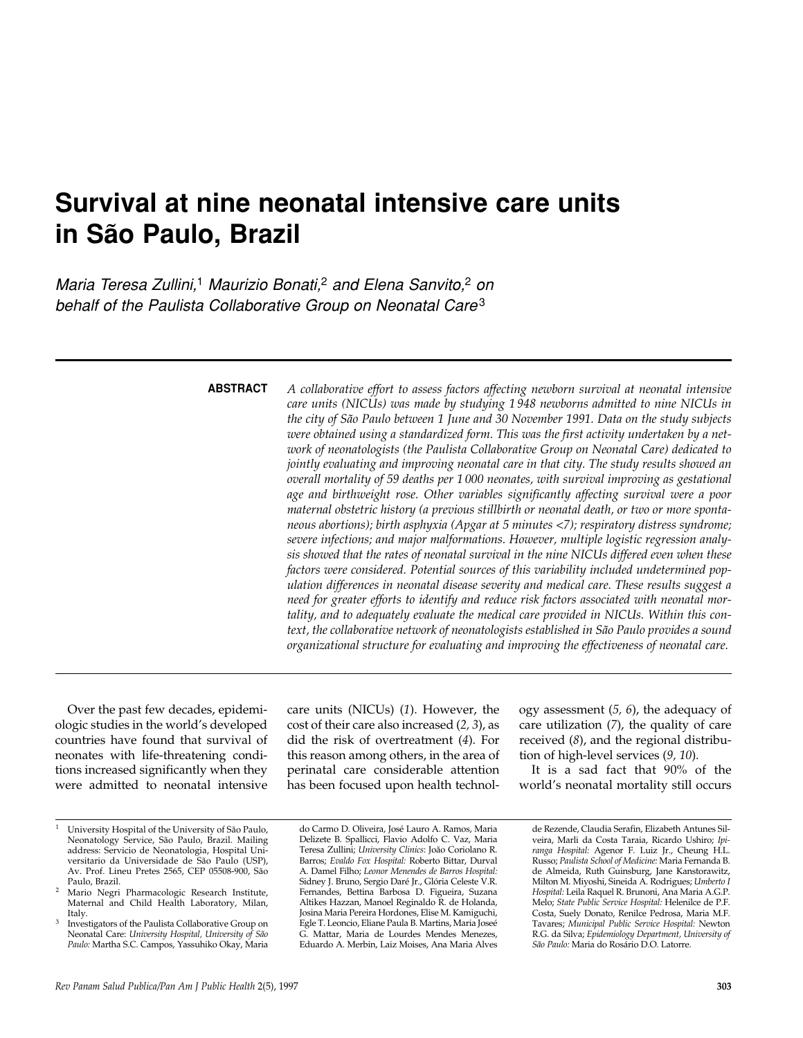# Survival at nine neonatal intensive care units in São Paulo, Brazil

*Maria Teresa Zullini,[1] Maurizio Bonati,[2] and Elena Sanvito,[2] on behalf of the Paulista Collaborative Group on Neonatal Care[3]*

**ABSTRACT**

*A collaborative effort to assess factors affecting newborn survival at neonatal intensive care units (NICUs) was made by studying 1 948 newborns admitted to nine NICUs in the city of São Paulo between 1 June and 30 November 1991. Data on the study subjects were obtained using a standardized form. This was the first activity undertaken by a network of neonatologists (the Paulista Collaborative Group on Neonatal Care) dedicated to jointly evaluating and improving neonatal care in that city. The study results showed an overall mortality of 59 deaths per 1 000 neonates, with survival improving as gestational age and birthweight rose. Other variables significantly affecting survival were a poor maternal obstetric history (a previous stillbirth or neonatal death, or two or more spontaneous abortions); birth asphyxia (Apgar at 5 minutes <7); respiratory distress syndrome; severe infections; and major malformations. However, multiple logistic regression analysis showed that the rates of neonatal survival in the nine NICUs differed even when these factors were considered. Potential sources of this variability included undetermined population differences in neonatal disease severity and medical care. These results suggest a need for greater efforts to identify and reduce risk factors associated with neonatal mortality, and to adequately evaluate the medical care provided in NICUs. Within this context, the collaborative network of neonatologists established in São Paulo provides a sound organizational structure for evaluating and improving the effectiveness of neonatal care.*

---

Over the past few decades, epidemiologic studies in the world's developed countries have found that survival of neonates with life-threatening conditions increased significantly when they were admitted to neonatal intensive care units (NICUs) (*1*). However, the cost of their care also increased (*2, 3*), as did the risk of overtreatment (*4*). For this reason among others, in the area of perinatal care considerable attention has been focused upon health technology assessment (*5, 6*), the adequacy of care utilization (*7*), the quality of care received (*8*), and the regional distribution of high-level services (*9, 10*).

It is a sad fact that 90% of the world's neonatal mortality still occurs

---

[1] University Hospital of the University of São Paulo, Neonatology Service, São Paulo, Brazil. Mailing address: Servicio de Neonatologia, Hospital Universitario da Universidade de São Paulo (USP), Av. Prof. Lineu Pretes 2565, CEP 05508-900, São Paulo, Brazil.

[2] Mario Negri Pharmacologic Research Institute, Maternal and Child Health Laboratory, Milan, Italy.

[3] Investigators of the Paulista Collaborative Group on Neonatal Care: *University Hospital, University of São Paulo:* Martha S.C. Campos, Yassuhiko Okay, Maria do Carmo D. Oliveira, José Lauro A. Ramos, Maria Delizete B. Spallicci, Flavio Adolfo C. Vaz, Maria Teresa Zullini; *University Clinics*: João Coriolano R. Barros; *Evaldo Fox Hospital:* Roberto Bittar, Durval A. Damel Filho; *Leonor Menendes de Barros Hospital:* Sidney J. Bruno, Sergio Daré Jr., Glória Celeste V.R. Fernandes, Bettina Barbosa D. Figueira, Suzana Altikes Hazzan, Manoel Reginaldo R. de Holanda, Josina Maria Pereira Hordones, Elise M. Kamiguchi, Egle T. Leoncio, Eliane Paula B. Martins, Maria Joseé G. Mattar, Maria de Lourdes Mendes Menezes, Eduardo A. Merbin, Laiz Moises, Ana Maria Alves de Rezende, Claudia Serafin, Elizabeth Antunes Silveira, Marli da Costa Taraia, Ricardo Ushiro; *Ipiranga Hospital:* Agenor F. Luiz Jr., Cheung H.L. Russo; *Paulista School of Medicine:* Maria Fernanda B. de Almeida, Ruth Guinsburg, Jane Kanstorawitz, Milton M. Miyoshi, Sineida A. Rodrigues; *Umberto I Hospital:* Leila Raquel R. Brunoni, Ana Maria A.G.P. Melo; *State Public Service Hospital:* Helenilce de P.F. Costa, Suely Donato, Renilce Pedrosa, Maria M.F. Tavares; *Municipal Public Service Hospital:* Newton R.G. da Silva; *Epidemiology Department, University of São Paulo:* Maria do Rosário D.O. Latorre.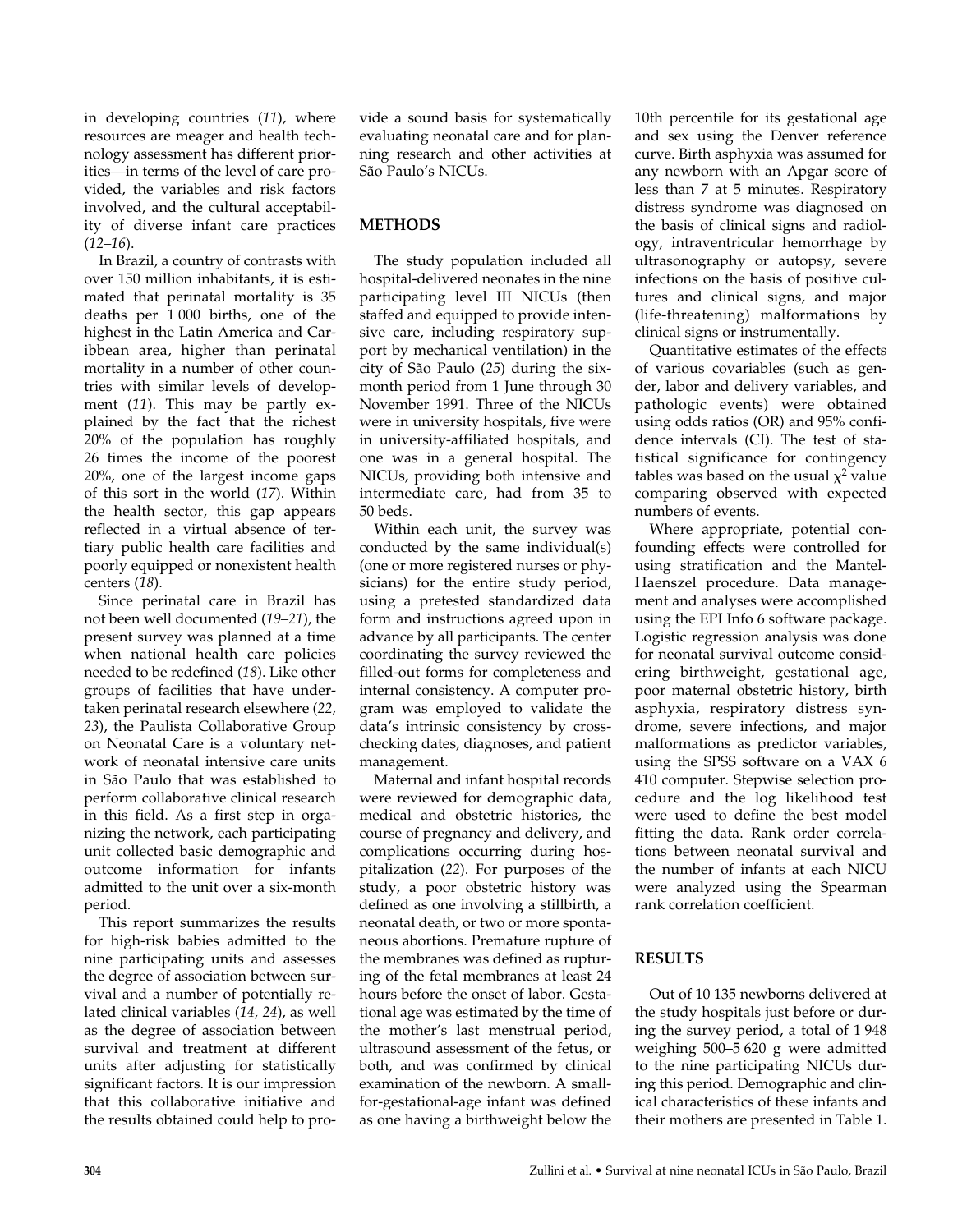in developing countries (*11*), where resources are meager and health technology assessment has different priorities—in terms of the level of care provided, the variables and risk factors involved, and the cultural acceptability of diverse infant care practices (*12–16*).

In Brazil, a country of contrasts with over 150 million inhabitants, it is estimated that perinatal mortality is 35 deaths per 1 000 births, one of the highest in the Latin America and Caribbean area, higher than perinatal mortality in a number of other countries with similar levels of development (*11*). This may be partly explained by the fact that the richest 20% of the population has roughly 26 times the income of the poorest 20%, one of the largest income gaps of this sort in the world (*17*). Within the health sector, this gap appears reflected in a virtual absence of tertiary public health care facilities and poorly equipped or nonexistent health centers (*18*).

Since perinatal care in Brazil has not been well documented (*19–21*), the present survey was planned at a time when national health care policies needed to be redefined (*18*). Like other groups of facilities that have undertaken perinatal research elsewhere (*22, 23*), the Paulista Collaborative Group on Neonatal Care is a voluntary network of neonatal intensive care units in São Paulo that was established to perform collaborative clinical research in this field. As a first step in organizing the network, each participating unit collected basic demographic and outcome information for infants admitted to the unit over a six-month period.

This report summarizes the results for high-risk babies admitted to the nine participating units and assesses the degree of association between survival and a number of potentially related clinical variables (*14, 24*), as well as the degree of association between survival and treatment at different units after adjusting for statistically significant factors. It is our impression that this collaborative initiative and the results obtained could help to provide a sound basis for systematically evaluating neonatal care and for planning research and other activities at São Paulo's NICUs.

## METHODS

The study population included all hospital-delivered neonates in the nine participating level III NICUs (then staffed and equipped to provide intensive care, including respiratory support by mechanical ventilation) in the city of São Paulo (*25*) during the six-month period from 1 June through 30 November 1991. Three of the NICUs were in university hospitals, five were in university-affiliated hospitals, and one was in a general hospital. The NICUs, providing both intensive and intermediate care, had from 35 to 50 beds.

Within each unit, the survey was conducted by the same individual(s) (one or more registered nurses or physicians) for the entire study period, using a pretested standardized data form and instructions agreed upon in advance by all participants. The center coordinating the survey reviewed the filled-out forms for completeness and internal consistency. A computer program was employed to validate the data's intrinsic consistency by cross-checking dates, diagnoses, and patient management.

Maternal and infant hospital records were reviewed for demographic data, medical and obstetric histories, the course of pregnancy and delivery, and complications occurring during hospitalization (*22*). For purposes of the study, a poor obstetric history was defined as one involving a stillbirth, a neonatal death, or two or more spontaneous abortions. Premature rupture of the membranes was defined as rupturing of the fetal membranes at least 24 hours before the onset of labor. Gestational age was estimated by the time of the mother's last menstrual period, ultrasound assessment of the fetus, or both, and was confirmed by clinical examination of the newborn. A small-for-gestational-age infant was defined as one having a birthweight below the 10th percentile for its gestational age and sex using the Denver reference curve. Birth asphyxia was assumed for any newborn with an Apgar score of less than 7 at 5 minutes. Respiratory distress syndrome was diagnosed on the basis of clinical signs and radiology, intraventricular hemorrhage by ultrasonography or autopsy, severe infections on the basis of positive cultures and clinical signs, and major (life-threatening) malformations by clinical signs or instrumentally.

Quantitative estimates of the effects of various covariables (such as gender, labor and delivery variables, and pathologic events) were obtained using odds ratios (OR) and 95% confidence intervals (CI). The test of statistical significance for contingency tables was based on the usual $\chi^2$ value comparing observed with expected numbers of events.

Where appropriate, potential confounding effects were controlled for using stratification and the Mantel-Haenszel procedure. Data management and analyses were accomplished using the EPI Info 6 software package. Logistic regression analysis was done for neonatal survival outcome considering birthweight, gestational age, poor maternal obstetric history, birth asphyxia, respiratory distress syndrome, severe infections, and major malformations as predictor variables, using the SPSS software on a VAX 6 410 computer. Stepwise selection procedure and the log likelihood test were used to define the best model fitting the data. Rank order correlations between neonatal survival and the number of infants at each NICU were analyzed using the Spearman rank correlation coefficient.

## RESULTS

Out of 10 135 newborns delivered at the study hospitals just before or during the survey period, a total of 1 948 weighing 500–5 620 g were admitted to the nine participating NICUs during this period. Demographic and clinical characteristics of these infants and their mothers are presented in Table 1.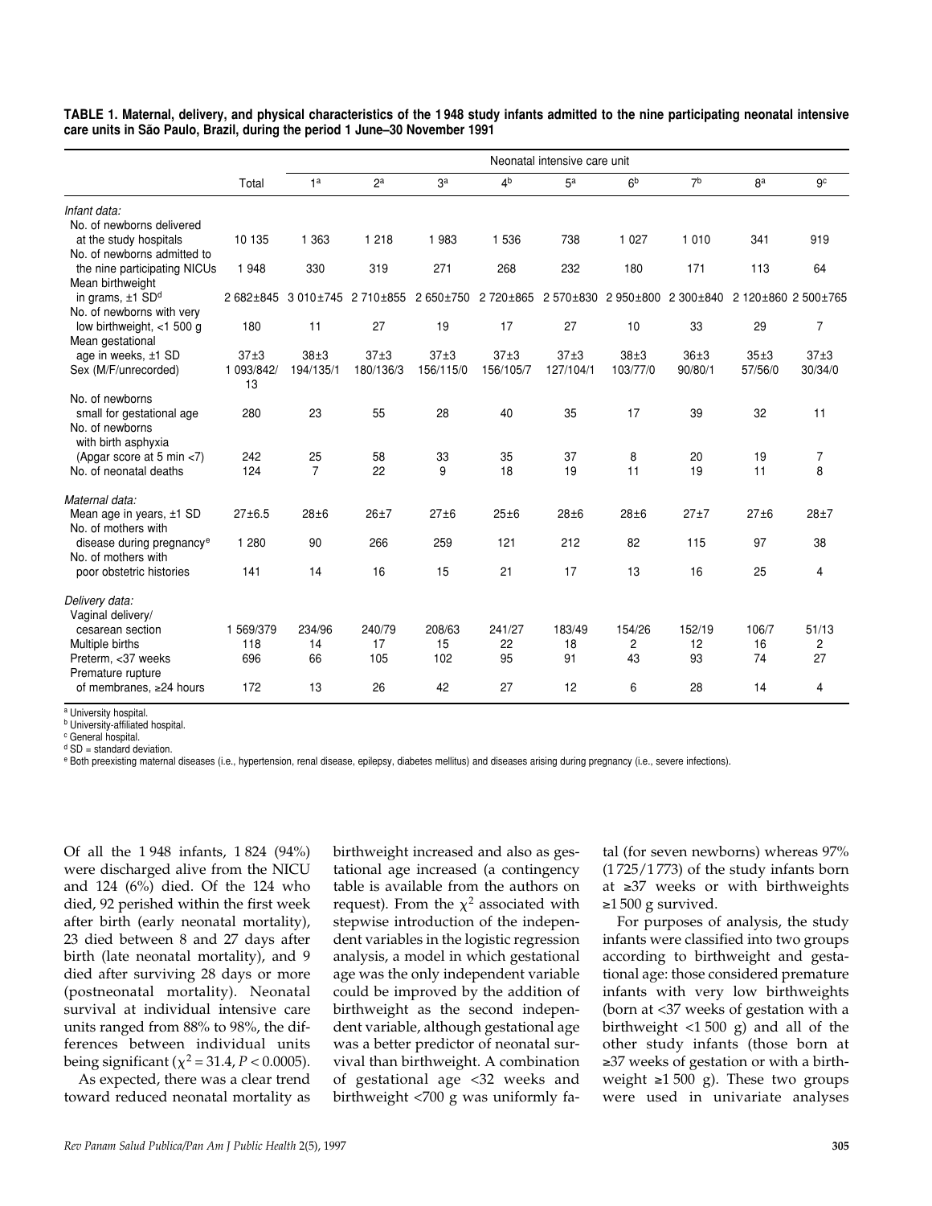**TABLE 1. Maternal, delivery, and physical characteristics of the 1 948 study infants admitted to the nine participating neonatal intensive care units in São Paulo, Brazil, during the period 1 June–30 November 1991**

| | Total | Neonatal intensive care unit | | | | | | | | |
|---|---|---|---|---|---|---|---|---|---|---|
| | | 1[a] | 2[a] | 3[a] | 4[b] | 5[a] | 6[b] | 7[b] | 8[a] | 9[c] |
| *Infant data:* | | | | | | | | | | |
| No. of newborns delivered at the study hospitals | 10 135 | 1 363 | 1 218 | 1 983 | 1 536 | 738 | 1 027 | 1 010 | 341 | 919 |
| No. of newborns admitted to the nine participating NICUs | 1 948 | 330 | 319 | 271 | 268 | 232 | 180 | 171 | 113 | 64 |
| Mean birthweight in grams, ±1 SD[d] | 2 682±845 | 3 010±745 | 2 710±855 | 2 650±750 | 2 720±865 | 2 570±830 | 2 950±800 | 2 300±840 | 2 120±860 | 2 500±765 |
| No. of newborns with very low birthweight, <1 500 g | 180 | 11 | 27 | 19 | 17 | 27 | 10 | 33 | 29 | 7 |
| Mean gestational age in weeks, ±1 SD | 37±3 | 38±3 | 37±3 | 37±3 | 37±3 | 37±3 | 38±3 | 36±3 | 35±3 | 37±3 |
| Sex (M/F/unrecorded) | 1 093/842/13 | 194/135/1 | 180/136/3 | 156/115/0 | 156/105/7 | 127/104/1 | 103/77/0 | 90/80/1 | 57/56/0 | 30/34/0 |
| No. of newborns small for gestational age | 280 | 23 | 55 | 28 | 40 | 35 | 17 | 39 | 32 | 11 |
| No. of newborns with birth asphyxia (Apgar score at 5 min <7) | 242 | 25 | 58 | 33 | 35 | 37 | 8 | 20 | 19 | 7 |
| No. of neonatal deaths | 124 | 7 | 22 | 9 | 18 | 19 | 11 | 19 | 11 | 8 |
| *Maternal data:* | | | | | | | | | | |
| Mean age in years, ±1 SD | 27±6.5 | 28±6 | 26±7 | 27±6 | 25±6 | 28±6 | 28±6 | 27±7 | 27±6 | 28±7 |
| No. of mothers with disease during pregnancy[e] | 1 280 | 90 | 266 | 259 | 121 | 212 | 82 | 115 | 97 | 38 |
| No. of mothers with poor obstetric histories | 141 | 14 | 16 | 15 | 21 | 17 | 13 | 16 | 25 | 4 |
| *Delivery data:* | | | | | | | | | | |
| Vaginal delivery/ cesarean section | 1 569/379 | 234/96 | 240/79 | 208/63 | 241/27 | 183/49 | 154/26 | 152/19 | 106/7 | 51/13 |
| Multiple births | 118 | 14 | 17 | 15 | 22 | 18 | 2 | 12 | 16 | 2 |
| Preterm, <37 weeks | 696 | 66 | 105 | 102 | 95 | 91 | 43 | 93 | 74 | 27 |
| Premature rupture of membranes, ≥24 hours | 172 | 13 | 26 | 42 | 27 | 12 | 6 | 28 | 14 | 4 |

[a] University hospital.
[b] University-affiliated hospital.
[c] General hospital.
[d] SD = standard deviation.
[e] Both preexisting maternal diseases (i.e., hypertension, renal disease, epilepsy, diabetes mellitus) and diseases arising during pregnancy (i.e., severe infections).

Of all the 1 948 infants, 1 824 (94%) were discharged alive from the NICU and 124 (6%) died. Of the 124 who died, 92 perished within the first week after birth (early neonatal mortality), 23 died between 8 and 27 days after birth (late neonatal mortality), and 9 died after surviving 28 days or more (postneonatal mortality). Neonatal survival at individual intensive care units ranged from 88% to 98%, the differences between individual units being significant ($\chi^2 = 31.4$, $P < 0.0005$).

As expected, there was a clear trend toward reduced neonatal mortality as birthweight increased and also as gestational age increased (a contingency table is available from the authors on request). From the $\chi^2$ associated with stepwise introduction of the independent variables in the logistic regression analysis, a model in which gestational age was the only independent variable could be improved by the addition of birthweight as the second independent variable, although gestational age was a better predictor of neonatal survival than birthweight. A combination of gestational age <32 weeks and birthweight <700 g was uniformly fatal (for seven newborns) whereas 97% (1 725/1 773) of the study infants born at ≥37 weeks or with birthweights ≥1 500 g survived.

For purposes of analysis, the study infants were classified into two groups according to birthweight and gestational age: those considered premature infants with very low birthweights (born at <37 weeks of gestation with a birthweight <1 500 g) and all of the other study infants (those born at ≥37 weeks of gestation or with a birthweight ≥1 500 g). These two groups were used in univariate analyses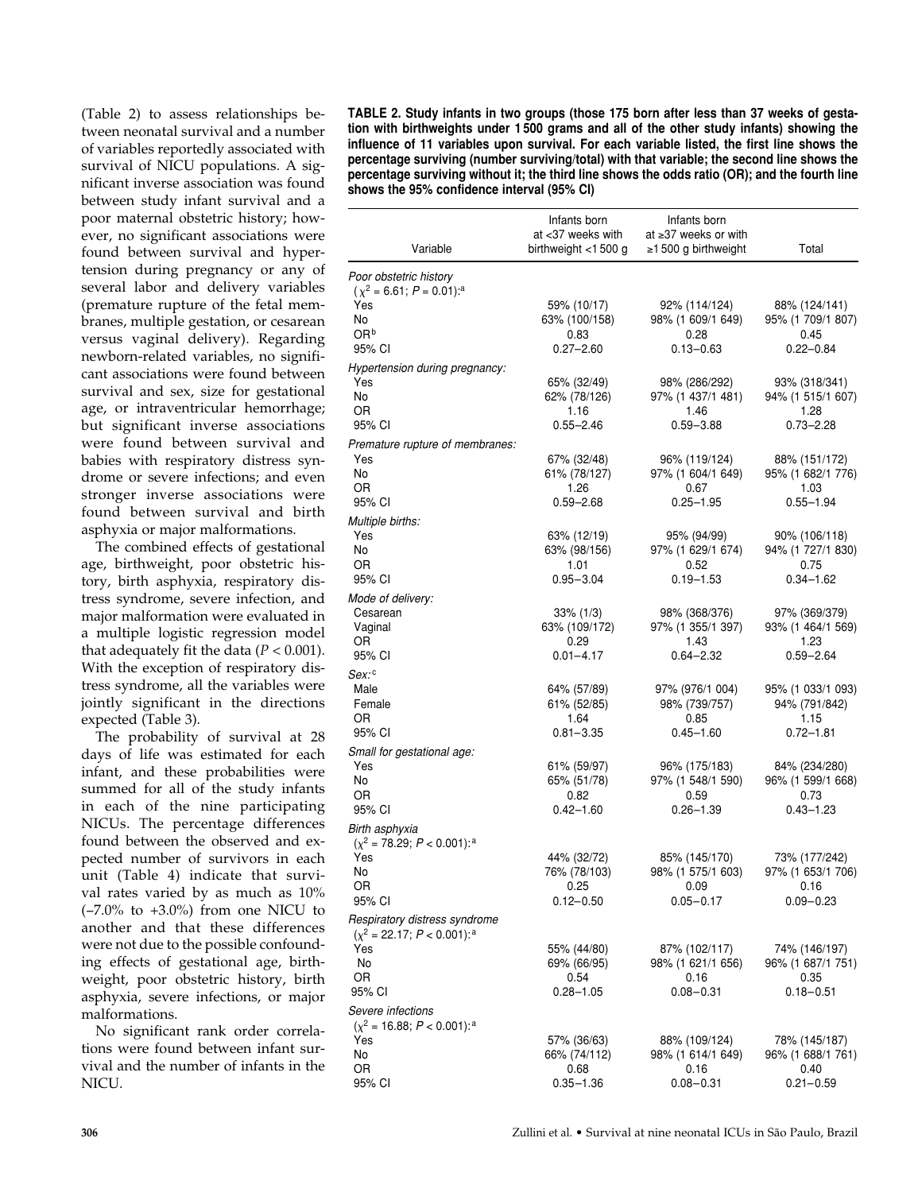(Table 2) to assess relationships between neonatal survival and a number of variables reportedly associated with survival of NICU populations. A significant inverse association was found between study infant survival and a poor maternal obstetric history; however, no significant associations were found between survival and hypertension during pregnancy or any of several labor and delivery variables (premature rupture of the fetal membranes, multiple gestation, or cesarean versus vaginal delivery). Regarding newborn-related variables, no significant associations were found between survival and sex, size for gestational age, or intraventricular hemorrhage; but significant inverse associations were found between survival and babies with respiratory distress syndrome or severe infections; and even stronger inverse associations were found between survival and birth asphyxia or major malformations.

The combined effects of gestational age, birthweight, poor obstetric history, birth asphyxia, respiratory distress syndrome, severe infection, and major malformation were evaluated in a multiple logistic regression model that adequately fit the data ($P < 0.001$). With the exception of respiratory distress syndrome, all the variables were jointly significant in the directions expected (Table 3).

The probability of survival at 28 days of life was estimated for each infant, and these probabilities were summed for all of the study infants in each of the nine participating NICUs. The percentage differences found between the observed and expected number of survivors in each unit (Table 4) indicate that survival rates varied by as much as 10% (–7.0% to +3.0%) from one NICU to another and that these differences were not due to the possible confounding effects of gestational age, birthweight, poor obstetric history, birth asphyxia, severe infections, or major malformations.

No significant rank order correlations were found between infant survival and the number of infants in the NICU.

**TABLE 2. Study infants in two groups (those 175 born after less than 37 weeks of gestation with birthweights under 1 500 grams and all of the other study infants) showing the influence of 11 variables upon survival. For each variable listed, the first line shows the percentage surviving (number surviving/total) with that variable; the second line shows the percentage surviving without it; the third line shows the odds ratio (OR); and the fourth line shows the 95% confidence interval (95% CI)**

| Variable | Infants born at <37 weeks with birthweight <1 500 g | Infants born at ≥37 weeks or with ≥1 500 g birthweight | Total |
|---|---|---|---|
| *Poor obstetric history* ($\chi^2 = 6.61$; $P = 0.01$):[a] | | | |
| Yes | 59% (10/17) | 92% (114/124) | 88% (124/141) |
| No | 63% (100/158) | 98% (1 609/1 649) | 95% (1 709/1 807) |
| OR[b] | 0.83 | 0.28 | 0.45 |
| 95% CI | 0.27–2.60 | 0.13–0.63 | 0.22–0.84 |
| *Hypertension during pregnancy:* | | | |
| Yes | 65% (32/49) | 98% (286/292) | 93% (318/341) |
| No | 62% (78/126) | 97% (1 437/1 481) | 94% (1 515/1 607) |
| OR | 1.16 | 1.46 | 1.28 |
| 95% CI | 0.55–2.46 | 0.59–3.88 | 0.73–2.28 |
| *Premature rupture of membranes:* | | | |
| Yes | 67% (32/48) | 96% (119/124) | 88% (151/172) |
| No | 61% (78/127) | 97% (1 604/1 649) | 95% (1 682/1 776) |
| OR | 1.26 | 0.67 | 1.03 |
| 95% CI | 0.59–2.68 | 0.25–1.95 | 0.55–1.94 |
| *Multiple births:* | | | |
| Yes | 63% (12/19) | 95% (94/99) | 90% (106/118) |
| No | 63% (98/156) | 97% (1 629/1 674) | 94% (1 727/1 830) |
| OR | 1.01 | 0.52 | 0.75 |
| 95% CI | 0.95–3.04 | 0.19–1.53 | 0.34–1.62 |
| *Mode of delivery:* | | | |
| Cesarean | 33% (1/3) | 98% (368/376) | 97% (369/379) |
| Vaginal | 63% (109/172) | 97% (1 355/1 397) | 93% (1 464/1 569) |
| OR | 0.29 | 1.43 | 1.23 |
| 95% CI | 0.01–4.17 | 0.64–2.32 | 0.59–2.64 |
| *Sex:*[c] | | | |
| Male | 64% (57/89) | 97% (976/1 004) | 95% (1 033/1 093) |
| Female | 61% (52/85) | 98% (739/757) | 94% (791/842) |
| OR | 1.64 | 0.85 | 1.15 |
| 95% CI | 0.81–3.35 | 0.45–1.60 | 0.72–1.81 |
| *Small for gestational age:* | | | |
| Yes | 61% (59/97) | 96% (175/183) | 84% (234/280) |
| No | 65% (51/78) | 97% (1 548/1 590) | 96% (1 599/1 668) |
| OR | 0.82 | 0.59 | 0.73 |
| 95% CI | 0.42–1.60 | 0.26–1.39 | 0.43–1.23 |
| *Birth asphyxia* ($\chi^2 = 78.29$; $P < 0.001$):[a] | | | |
| Yes | 44% (32/72) | 85% (145/170) | 73% (177/242) |
| No | 76% (78/103) | 98% (1 575/1 603) | 97% (1 653/1 706) |
| OR | 0.25 | 0.09 | 0.16 |
| 95% CI | 0.12–0.50 | 0.05–0.17 | 0.09–0.23 |
| *Respiratory distress syndrome* ($\chi^2 = 22.17$; $P < 0.001$):[a] | | | |
| Yes | 55% (44/80) | 87% (102/117) | 74% (146/197) |
| No | 69% (66/95) | 98% (1 621/1 656) | 96% (1 687/1 751) |
| OR | 0.54 | 0.16 | 0.35 |
| 95% CI | 0.28–1.05 | 0.08–0.31 | 0.18–0.51 |
| *Severe infections* ($\chi^2 = 16.88$; $P < 0.001$):[a] | | | |
| Yes | 57% (36/63) | 88% (109/124) | 78% (145/187) |
| No | 66% (74/112) | 98% (1 614/1 649) | 96% (1 688/1 761) |
| OR | 0.68 | 0.16 | 0.40 |
| 95% CI | 0.35–1.36 | 0.08–0.31 | 0.21–0.59 |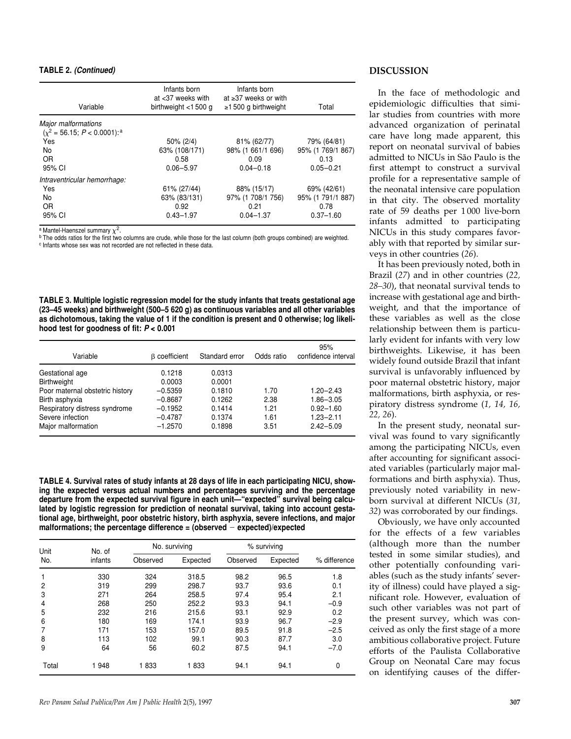**TABLE 2. *(Continued)***

| Variable | Infants born at <37 weeks with birthweight <1 500 g | Infants born at ≥37 weeks or with ≥1 500 g birthweight | Total |
|---|---|---|---|
| *Major malformations* ($\chi^2$ = 56.15; $P$ < 0.0001):[a] | | | |
| Yes | 50% (2/4) | 81% (62/77) | 79% (64/81) |
| No | 63% (108/171) | 98% (1 661/1 696) | 95% (1 769/1 867) |
| OR | 0.58 | 0.09 | 0.13 |
| 95% CI | 0.06–5.97 | 0.04–0.18 | 0.05–0.21 |
| *Intraventricular hemorrhage:* | | | |
| Yes | 61% (27/44) | 88% (15/17) | 69% (42/61) |
| No | 63% (83/131) | 97% (1 708/1 756) | 95% (1 791/1 887) |
| OR | 0.92 | 0.21 | 0.78 |
| 95% CI | 0.43–1.97 | 0.04–1.37 | 0.37–1.60 |

[a] Mantel-Haenszel summary $\chi^2$.
[b] The odds ratios for the first two columns are crude, while those for the last column (both groups combined) are weighted.
[c] Infants whose sex was not recorded are not reflected in these data.

**TABLE 3. Multiple logistic regression model for the study infants that treats gestational age (23–45 weeks) and birthweight (500–5 620 g) as continuous variables and all other variables as dichotomous, taking the value of 1 if the condition is present and 0 otherwise; log likelihood test for goodness of fit: *P* < 0.001**

| Variable | β coefficient | Standard error | Odds ratio | 95% confidence interval |
|---|---|---|---|---|
| Gestational age | 0.1218 | 0.0313 | | |
| Birthweight | 0.0003 | 0.0001 | | |
| Poor maternal obstetric history | −0.5359 | 0.1810 | 1.70 | 1.20–2.43 |
| Birth asphyxia | −0.8687 | 0.1262 | 2.38 | 1.86–3.05 |
| Respiratory distress syndrome | −0.1952 | 0.1414 | 1.21 | 0.92–1.60 |
| Severe infection | −0.4787 | 0.1374 | 1.61 | 1.23–2.11 |
| Major malformation | −1.2570 | 0.1898 | 3.51 | 2.42–5.09 |

**TABLE 4. Survival rates of study infants at 28 days of life in each participating NICU, showing the expected versus actual numbers and percentages surviving and the percentage departure from the expected survival figure in each unit—"expected" survival being calculated by logistic regression for prediction of neonatal survival, taking into account gestational age, birthweight, poor obstetric history, birth asphyxia, severe infections, and major malformations; the percentage difference = (observed − expected)/expected**

| Unit No. | No. of infants | No. surviving | | % surviving | | % difference |
|---|---|---|---|---|---|---|
| | | Observed | Expected | Observed | Expected | |
| 1 | 330 | 324 | 318.5 | 98.2 | 96.5 | 1.8 |
| 2 | 319 | 299 | 298.7 | 93.7 | 93.6 | 0.1 |
| 3 | 271 | 264 | 258.5 | 97.4 | 95.4 | 2.1 |
| 4 | 268 | 250 | 252.2 | 93.3 | 94.1 | −0.9 |
| 5 | 232 | 216 | 215.6 | 93.1 | 92.9 | 0.2 |
| 6 | 180 | 169 | 174.1 | 93.9 | 96.7 | −2.9 |
| 7 | 171 | 153 | 157.0 | 89.5 | 91.8 | −2.5 |
| 8 | 113 | 102 | 99.1 | 90.3 | 87.7 | 3.0 |
| 9 | 64 | 56 | 60.2 | 87.5 | 94.1 | −7.0 |
| Total | 1 948 | 1 833 | 1 833 | 94.1 | 94.1 | 0 |

## DISCUSSION

In the face of methodologic and epidemiologic difficulties that similar studies from countries with more advanced organization of perinatal care have long made apparent, this report on neonatal survival of babies admitted to NICUs in São Paulo is the first attempt to construct a survival profile for a representative sample of the neonatal intensive care population in that city. The observed mortality rate of 59 deaths per 1 000 live-born infants admitted to participating NICUs in this study compares favorably with that reported by similar surveys in other countries (*26*).

It has been previously noted, both in Brazil (*27*) and in other countries (*22, 28–30*), that neonatal survival tends to increase with gestational age and birthweight, and that the importance of these variables as well as the close relationship between them is particularly evident for infants with very low birthweights. Likewise, it has been widely found outside Brazil that infant survival is unfavorably influenced by poor maternal obstetric history, major malformations, birth asphyxia, or respiratory distress syndrome (*1, 14, 16, 22, 26*).

In the present study, neonatal survival was found to vary significantly among the participating NICUs, even after accounting for significant associated variables (particularly major malformations and birth asphyxia). Thus, previously noted variability in newborn survival at different NICUs (*31, 32*) was corroborated by our findings.

Obviously, we have only accounted for the effects of a few variables (although more than the number tested in some similar studies), and other potentially confounding variables (such as the study infants' severity of illness) could have played a significant role. However, evaluation of such other variables was not part of the present survey, which was conceived as only the first stage of a more ambitious collaborative project. Future efforts of the Paulista Collaborative Group on Neonatal Care may focus on identifying causes of the differ-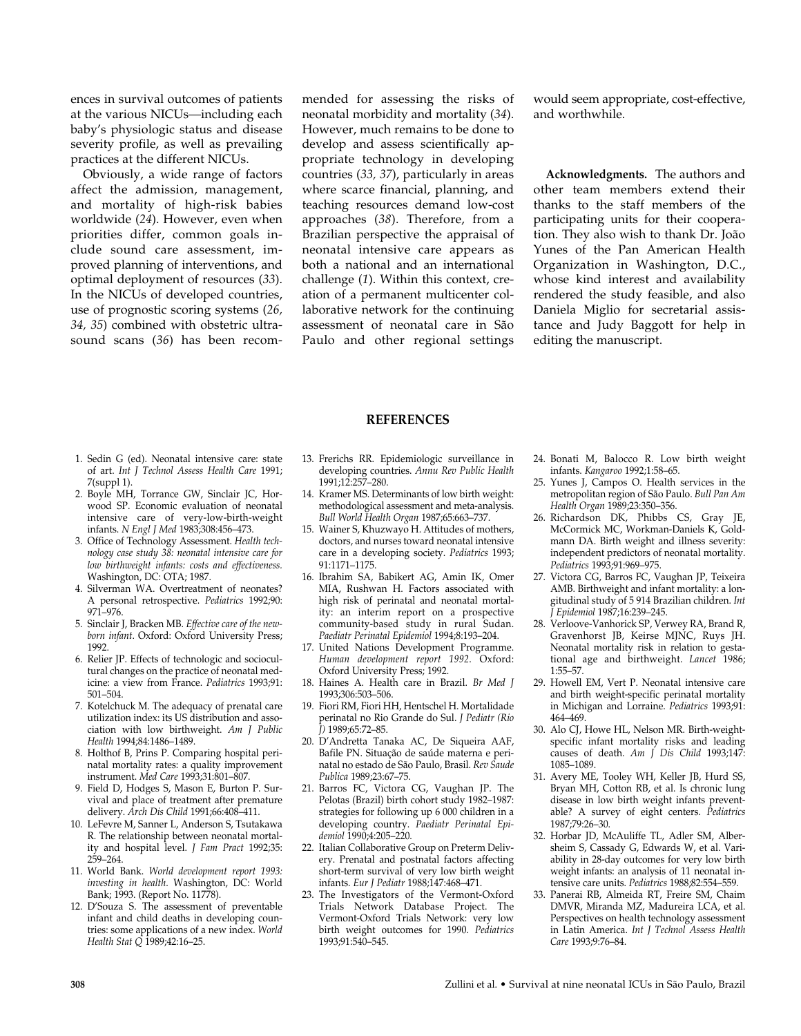ences in survival outcomes of patients at the various NICUs—including each baby's physiologic status and disease severity profile, as well as prevailing practices at the different NICUs.

Obviously, a wide range of factors affect the admission, management, and mortality of high-risk babies worldwide (*24*). However, even when priorities differ, common goals include sound care assessment, improved planning of interventions, and optimal deployment of resources (*33*). In the NICUs of developed countries, use of prognostic scoring systems (*26, 34, 35*) combined with obstetric ultrasound scans (*36*) has been recommended for assessing the risks of neonatal morbidity and mortality (*34*). However, much remains to be done to develop and assess scientifically appropriate technology in developing countries (*33, 37*), particularly in areas where scarce financial, planning, and teaching resources demand low-cost approaches (*38*). Therefore, from a Brazilian perspective the appraisal of neonatal intensive care appears as both a national and an international challenge (*1*). Within this context, creation of a permanent multicenter collaborative network for the continuing assessment of neonatal care in São Paulo and other regional settings would seem appropriate, cost-effective, and worthwhile.

**Acknowledgments.** The authors and other team members extend their thanks to the staff members of the participating units for their cooperation. They also wish to thank Dr. João Yunes of the Pan American Health Organization in Washington, D.C., whose kind interest and availability rendered the study feasible, and also Daniela Miglio for secretarial assistance and Judy Baggott for help in editing the manuscript.

## REFERENCES

1. Sedin G (ed). Neonatal intensive care: state of art. *Int J Technol Assess Health Care* 1991; 7(suppl 1).
2. Boyle MH, Torrance GW, Sinclair JC, Horwood SP. Economic evaluation of neonatal intensive care of very-low-birth-weight infants. *N Engl J Med* 1983;308:456–473.
3. Office of Technology Assessment. *Health technology case study 38: neonatal intensive care for low birthweight infants: costs and effectiveness.* Washington, DC: OTA; 1987.
4. Silverman WA. Overtreatment of neonates? A personal retrospective. *Pediatrics* 1992;90: 971–976.
5. Sinclair J, Bracken MB. *Effective care of the newborn infant*. Oxford: Oxford University Press; 1992.
6. Relier JP. Effects of technologic and sociocultural changes on the practice of neonatal medicine: a view from France. *Pediatrics* 1993;91: 501–504.
7. Kotelchuck M. The adequacy of prenatal care utilization index: its US distribution and association with low birthweight. *Am J Public Health* 1994;84:1486–1489.
8. Holthof B, Prins P. Comparing hospital perinatal mortality rates: a quality improvement instrument. *Med Care* 1993;31:801–807.
9. Field D, Hodges S, Mason E, Burton P. Survival and place of treatment after premature delivery. *Arch Dis Child* 1991;66:408–411.
10. LeFevre M, Sanner L, Anderson S, Tsutakawa R. The relationship between neonatal mortality and hospital level. *J Fam Pract* 1992;35: 259–264.
11. World Bank. *World development report 1993: investing in health*. Washington, DC: World Bank; 1993. (Report No. 11778).
12. D'Souza S. The assessment of preventable infant and child deaths in developing countries: some applications of a new index. *World Health Stat Q* 1989;42:16–25.
13. Frerichs RR. Epidemiologic surveillance in developing countries. *Annu Rev Public Health* 1991;12:257–280.
14. Kramer MS. Determinants of low birth weight: methodological assessment and meta-analysis. *Bull World Health Organ* 1987;65:663–737.
15. Wainer S, Khuzwayo H. Attitudes of mothers, doctors, and nurses toward neonatal intensive care in a developing society. *Pediatrics* 1993; 91:1171–1175.
16. Ibrahim SA, Babikert AG, Amin IK, Omer MIA, Rushwan H. Factors associated with high risk of perinatal and neonatal mortality: an interim report on a prospective community-based study in rural Sudan. *Paediatr Perinatal Epidemiol* 1994;8:193–204.
17. United Nations Development Programme. *Human development report 1992*. Oxford: Oxford University Press; 1992.
18. Haines A. Health care in Brazil. *Br Med J* 1993;306:503–506.
19. Fiori RM, Fiori HH, Hentschel H. Mortalidade perinatal no Rio Grande do Sul. *J Pediatr (Rio J)* 1989;65:72–85.
20. D'Andretta Tanaka AC, De Siqueira AAF, Bafile PN. Situação de saúde materna e perinatal no estado de São Paulo, Brasil. *Rev Saude Publica* 1989;23:67–75.
21. Barros FC, Victora CG, Vaughan JP. The Pelotas (Brazil) birth cohort study 1982–1987: strategies for following up 6 000 children in a developing country. *Paediatr Perinatal Epidemiol* 1990;4:205–220.
22. Italian Collaborative Group on Preterm Delivery. Prenatal and postnatal factors affecting short-term survival of very low birth weight infants. *Eur J Pediatr* 1988;147:468–471.
23. The Investigators of the Vermont-Oxford Trials Network Database Project. The Vermont-Oxford Trials Network: very low birth weight outcomes for 1990. *Pediatrics* 1993;91:540–545.
24. Bonati M, Balocco R. Low birth weight infants. *Kangaroo* 1992;1:58–65.
25. Yunes J, Campos O. Health services in the metropolitan region of São Paulo. *Bull Pan Am Health Organ* 1989;23:350–356.
26. Richardson DK, Phibbs CS, Gray JE, McCormick MC, Workman-Daniels K, Goldmann DA. Birth weight and illness severity: independent predictors of neonatal mortality. *Pediatrics* 1993;91:969–975.
27. Victora CG, Barros FC, Vaughan JP, Teixeira AMB. Birthweight and infant mortality: a longitudinal study of 5 914 Brazilian children. *Int J Epidemiol* 1987;16:239–245.
28. Verloove-Vanhorick SP, Verwey RA, Brand R, Gravenhorst JB, Keirse MJNC, Ruys JH. Neonatal mortality risk in relation to gestational age and birthweight. *Lancet* 1986; 1:55–57.
29. Howell EM, Vert P. Neonatal intensive care and birth weight-specific perinatal mortality in Michigan and Lorraine. *Pediatrics* 1993;91: 464–469.
30. Alo CJ, Howe HL, Nelson MR. Birth-weight-specific infant mortality risks and leading causes of death. *Am J Dis Child* 1993;147: 1085–1089.
31. Avery ME, Tooley WH, Keller JB, Hurd SS, Bryan MH, Cotton RB, et al. Is chronic lung disease in low birth weight infants preventable? A survey of eight centers. *Pediatrics* 1987;79:26–30.
32. Horbar JD, McAuliffe TL, Adler SM, Albersheim S, Cassady G, Edwards W, et al. Variability in 28-day outcomes for very low birth weight infants: an analysis of 11 neonatal intensive care units. *Pediatrics* 1988;82:554–559.
33. Panerai RB, Almeida RT, Freire SM, Chaim DMVR, Miranda MZ, Madureira LCA, et al. Perspectives on health technology assessment in Latin America. *Int J Technol Assess Health Care* 1993;9:76–84.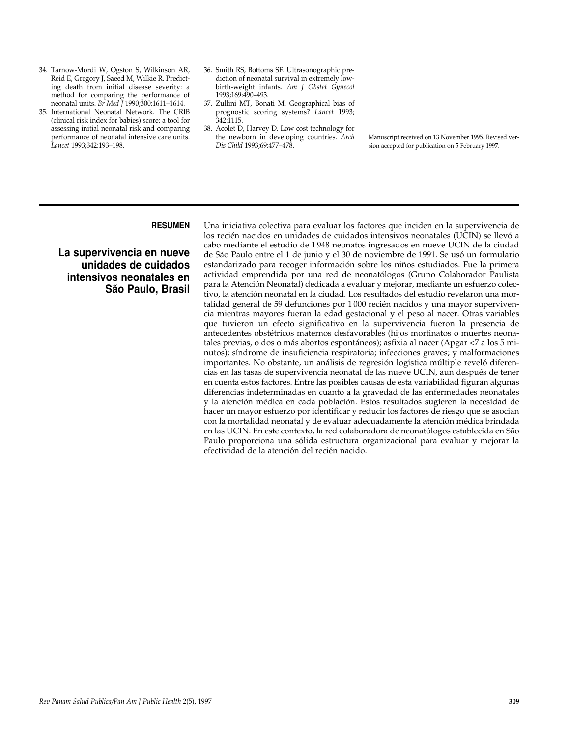34. Tarnow-Mordi W, Ogston S, Wilkinson AR, Reid E, Gregory J, Saeed M, Wilkie R. Predicting death from initial disease severity: a method for comparing the performance of neonatal units. *Br Med J* 1990;300:1611–1614.
35. International Neonatal Network. The CRIB (clinical risk index for babies) score: a tool for assessing initial neonatal risk and comparing performance of neonatal intensive care units. *Lancet* 1993;342:193–198.
36. Smith RS, Bottoms SF. Ultrasonographic prediction of neonatal survival in extremely low-birth-weight infants. *Am J Obstet Gynecol* 1993;169:490–493.
37. Zullini MT, Bonati M. Geographical bias of prognostic scoring systems? *Lancet* 1993; 342:1115.
38. Acolet D, Harvey D. Low cost technology for the newborn in developing countries. *Arch Dis Child* 1993;69:477–478.

Manuscript received on 13 November 1995. Revised version accepted for publication on 5 February 1997.

---

**RESUMEN**

## La supervivencia en nueve unidades de cuidados intensivos neonatales en São Paulo, Brasil

Una iniciativa colectiva para evaluar los factores que inciden en la supervivencia de los recién nacidos en unidades de cuidados intensivos neonatales (UCIN) se llevó a cabo mediante el estudio de 1 948 neonatos ingresados en nueve UCIN de la ciudad de São Paulo entre el 1 de junio y el 30 de noviembre de 1991. Se usó un formulario estandarizado para recoger información sobre los niños estudiados. Fue la primera actividad emprendida por una red de neonatólogos (Grupo Colaborador Paulista para la Atención Neonatal) dedicada a evaluar y mejorar, mediante un esfuerzo colectivo, la atención neonatal en la ciudad. Los resultados del estudio revelaron una mortalidad general de 59 defunciones por 1 000 recién nacidos y una mayor supervivencia mientras mayores fueran la edad gestacional y el peso al nacer. Otras variables que tuvieron un efecto significativo en la supervivencia fueron la presencia de antecedentes obstétricos maternos desfavorables (hijos mortinatos o muertes neonatales previas, o dos o más abortos espontáneos); asfixia al nacer (Apgar <7 a los 5 minutos); síndrome de insuficiencia respiratoria; infecciones graves; y malformaciones importantes. No obstante, un análisis de regresión logística múltiple reveló diferencias en las tasas de supervivencia neonatal de las nueve UCIN, aun después de tener en cuenta estos factores. Entre las posibles causas de esta variabilidad figuran algunas diferencias indeterminadas en cuanto a la gravedad de las enfermedades neonatales y la atención médica en cada población. Estos resultados sugieren la necesidad de hacer un mayor esfuerzo por identificar y reducir los factores de riesgo que se asocian con la mortalidad neonatal y de evaluar adecuadamente la atención médica brindada en las UCIN. En este contexto, la red colaboradora de neonatólogos establecida en São Paulo proporciona una sólida estructura organizacional para evaluar y mejorar la efectividad de la atención del recién nacido.